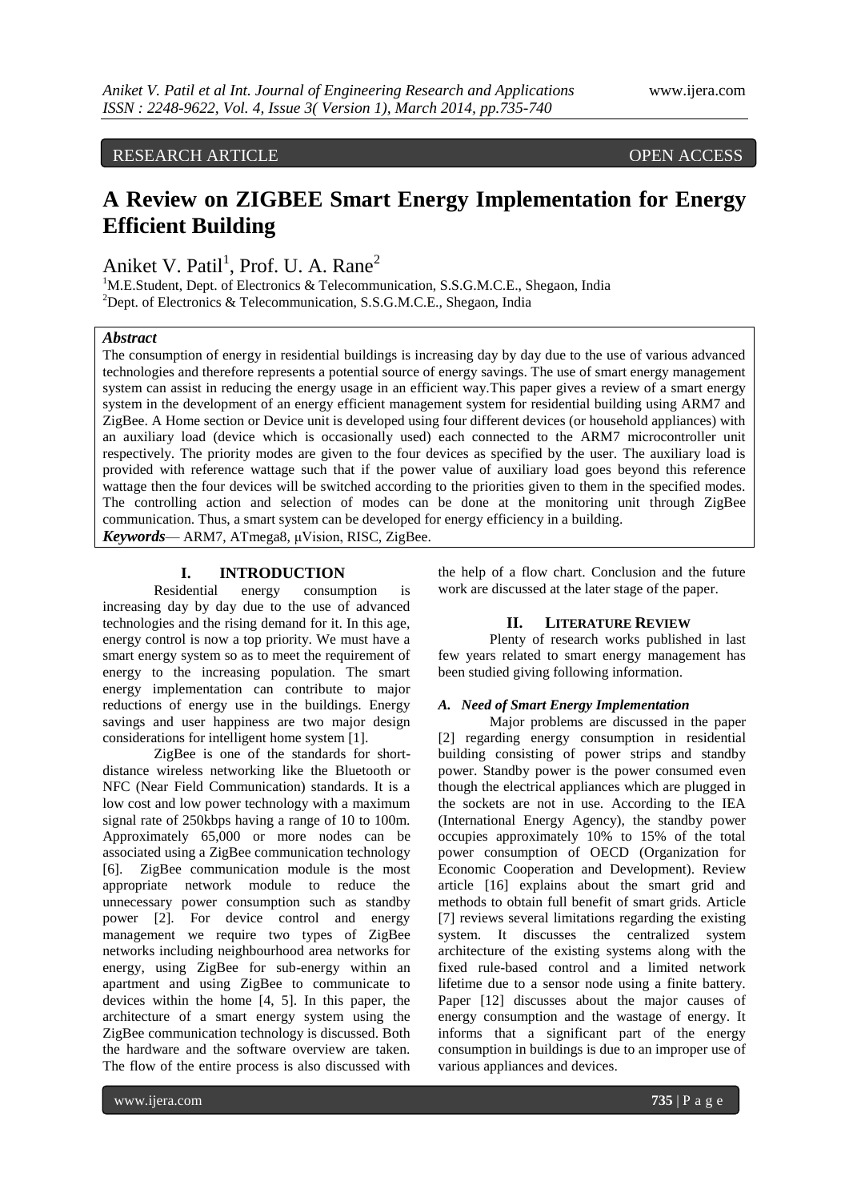RESEARCH ARTICLE OPEN ACCESS

# A Review on ZIGBEE Smart Energy Implementation for Energy Efficient Building

Aniket V. Patil[1], Prof. U. A. Rane[2]

[1]M.E.Student, Dept. of Electronics & Telecommunication, S.S.G.M.C.E., Shegaon, India
[2]Dept. of Electronics & Telecommunication, S.S.G.M.C.E., Shegaon, India

***Abstract***

The consumption of energy in residential buildings is increasing day by day due to the use of various advanced technologies and therefore represents a potential source of energy savings. The use of smart energy management system can assist in reducing the energy usage in an efficient way.This paper gives a review of a smart energy system in the development of an energy efficient management system for residential building using ARM7 and ZigBee. A Home section or Device unit is developed using four different devices (or household appliances) with an auxiliary load (device which is occasionally used) each connected to the ARM7 microcontroller unit respectively. The priority modes are given to the four devices as specified by the user. The auxiliary load is provided with reference wattage such that if the power value of auxiliary load goes beyond this reference wattage then the four devices will be switched according to the priorities given to them in the specified modes. The controlling action and selection of modes can be done at the monitoring unit through ZigBee communication. Thus, a smart system can be developed for energy efficiency in a building.

***Keywords***— ARM7, ATmega8, µVision, RISC, ZigBee.

## I. INTRODUCTION

Residential energy consumption is increasing day by day due to the use of advanced technologies and the rising demand for it. In this age, energy control is now a top priority. We must have a smart energy system so as to meet the requirement of energy to the increasing population. The smart energy implementation can contribute to major reductions of energy use in the buildings. Energy savings and user happiness are two major design considerations for intelligent home system [1].

ZigBee is one of the standards for short-distance wireless networking like the Bluetooth or NFC (Near Field Communication) standards. It is a low cost and low power technology with a maximum signal rate of 250kbps having a range of 10 to 100m. Approximately 65,000 or more nodes can be associated using a ZigBee communication technology [6]. ZigBee communication module is the most appropriate network module to reduce the unnecessary power consumption such as standby power [2]. For device control and energy management we require two types of ZigBee networks including neighbourhood area networks for energy, using ZigBee for sub-energy within an apartment and using ZigBee to communicate to devices within the home [4, 5]. In this paper, the architecture of a smart energy system using the ZigBee communication technology is discussed. Both the hardware and the software overview are taken. The flow of the entire process is also discussed with the help of a flow chart. Conclusion and the future work are discussed at the later stage of the paper.

## II. LITERATURE REVIEW

Plenty of research works published in last few years related to smart energy management has been studied giving following information.

### *A. Need of Smart Energy Implementation*

Major problems are discussed in the paper [2] regarding energy consumption in residential building consisting of power strips and standby power. Standby power is the power consumed even though the electrical appliances which are plugged in the sockets are not in use. According to the IEA (International Energy Agency), the standby power occupies approximately 10% to 15% of the total power consumption of OECD (Organization for Economic Cooperation and Development). Review article [16] explains about the smart grid and methods to obtain full benefit of smart grids. Article [7] reviews several limitations regarding the existing system. It discusses the centralized system architecture of the existing systems along with the fixed rule-based control and a limited network lifetime due to a sensor node using a finite battery. Paper [12] discusses about the major causes of energy consumption and the wastage of energy. It informs that a significant part of the energy consumption in buildings is due to an improper use of various appliances and devices.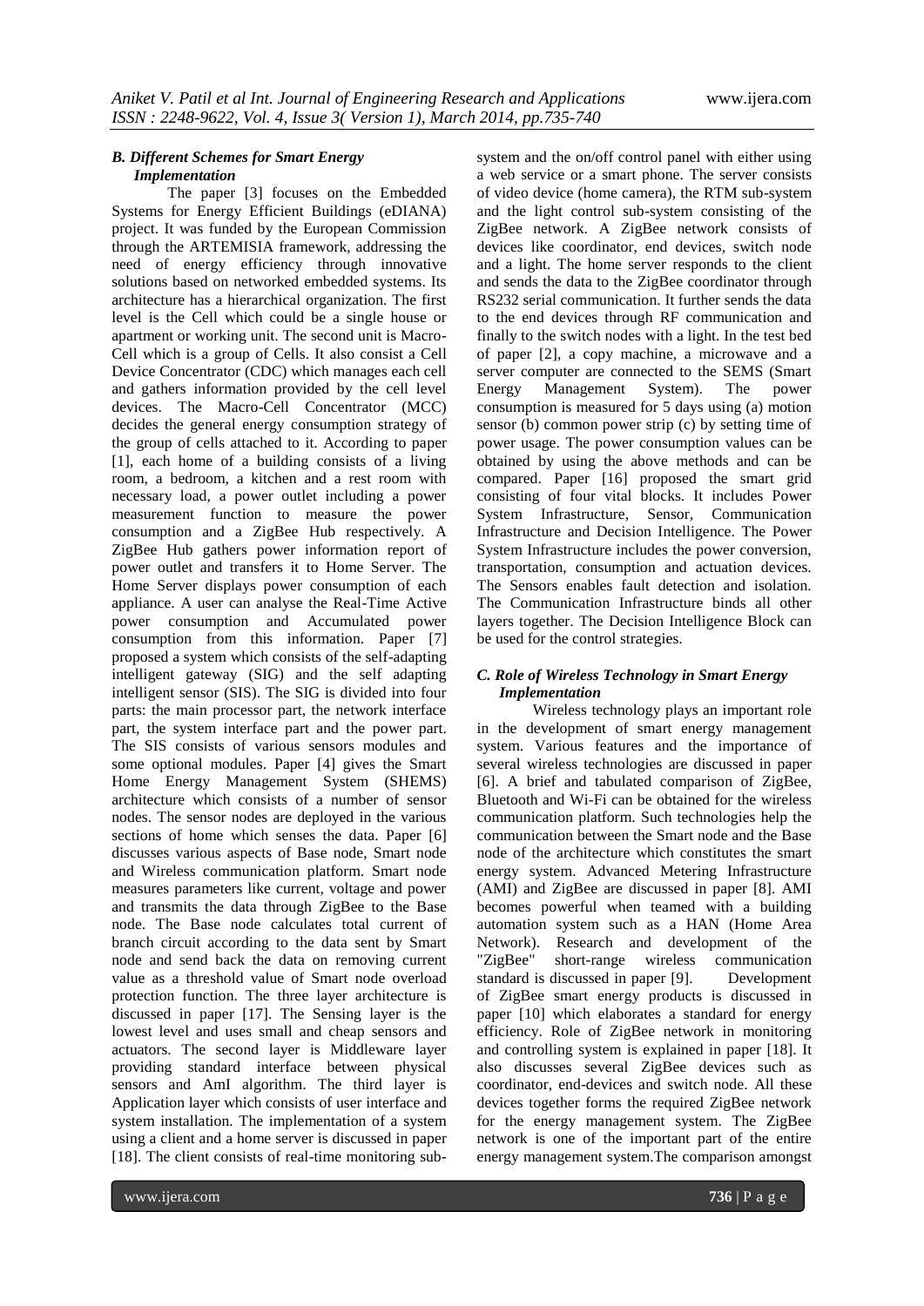### *B. Different Schemes for Smart Energy Implementation*

The paper [3] focuses on the Embedded Systems for Energy Efficient Buildings (eDIANA) project. It was funded by the European Commission through the ARTEMISIA framework, addressing the need of energy efficiency through innovative solutions based on networked embedded systems. Its architecture has a hierarchical organization. The first level is the Cell which could be a single house or apartment or working unit. The second unit is Macro-Cell which is a group of Cells. It also consist a Cell Device Concentrator (CDC) which manages each cell and gathers information provided by the cell level devices. The Macro-Cell Concentrator (MCC) decides the general energy consumption strategy of the group of cells attached to it. According to paper [1], each home of a building consists of a living room, a bedroom, a kitchen and a rest room with necessary load, a power outlet including a power measurement function to measure the power consumption and a ZigBee Hub respectively. A ZigBee Hub gathers power information report of power outlet and transfers it to Home Server. The Home Server displays power consumption of each appliance. A user can analyse the Real-Time Active power consumption and Accumulated power consumption from this information. Paper [7] proposed a system which consists of the self-adapting intelligent gateway (SIG) and the self adapting intelligent sensor (SIS). The SIG is divided into four parts: the main processor part, the network interface part, the system interface part and the power part. The SIS consists of various sensors modules and some optional modules. Paper [4] gives the Smart Home Energy Management System (SHEMS) architecture which consists of a number of sensor nodes. The sensor nodes are deployed in the various sections of home which senses the data. Paper [6] discusses various aspects of Base node, Smart node and Wireless communication platform. Smart node measures parameters like current, voltage and power and transmits the data through ZigBee to the Base node. The Base node calculates total current of branch circuit according to the data sent by Smart node and send back the data on removing current value as a threshold value of Smart node overload protection function. The three layer architecture is discussed in paper [17]. The Sensing layer is the lowest level and uses small and cheap sensors and actuators. The second layer is Middleware layer providing standard interface between physical sensors and AmI algorithm. The third layer is Application layer which consists of user interface and system installation. The implementation of a system using a client and a home server is discussed in paper [18]. The client consists of real-time monitoring sub-system and the on/off control panel with either using a web service or a smart phone. The server consists of video device (home camera), the RTM sub-system and the light control sub-system consisting of the ZigBee network. A ZigBee network consists of devices like coordinator, end devices, switch node and a light. The home server responds to the client and sends the data to the ZigBee coordinator through RS232 serial communication. It further sends the data to the end devices through RF communication and finally to the switch nodes with a light. In the test bed of paper [2], a copy machine, a microwave and a server computer are connected to the SEMS (Smart Energy Management System). The power consumption is measured for 5 days using (a) motion sensor (b) common power strip (c) by setting time of power usage. The power consumption values can be obtained by using the above methods and can be compared. Paper [16] proposed the smart grid consisting of four vital blocks. It includes Power System Infrastructure, Sensor, Communication Infrastructure and Decision Intelligence. The Power System Infrastructure includes the power conversion, transportation, consumption and actuation devices. The Sensors enables fault detection and isolation. The Communication Infrastructure binds all other layers together. The Decision Intelligence Block can be used for the control strategies.

### *C. Role of Wireless Technology in Smart Energy Implementation*

Wireless technology plays an important role in the development of smart energy management system. Various features and the importance of several wireless technologies are discussed in paper [6]. A brief and tabulated comparison of ZigBee, Bluetooth and Wi-Fi can be obtained for the wireless communication platform. Such technologies help the communication between the Smart node and the Base node of the architecture which constitutes the smart energy system. Advanced Metering Infrastructure (AMI) and ZigBee are discussed in paper [8]. AMI becomes powerful when teamed with a building automation system such as a HAN (Home Area Network). Research and development of the "ZigBee" short-range wireless communication standard is discussed in paper [9]. Development of ZigBee smart energy products is discussed in paper [10] which elaborates a standard for energy efficiency. Role of ZigBee network in monitoring and controlling system is explained in paper [18]. It also discusses several ZigBee devices such as coordinator, end-devices and switch node. All these devices together forms the required ZigBee network for the energy management system. The ZigBee network is one of the important part of the entire energy management system.The comparison amongst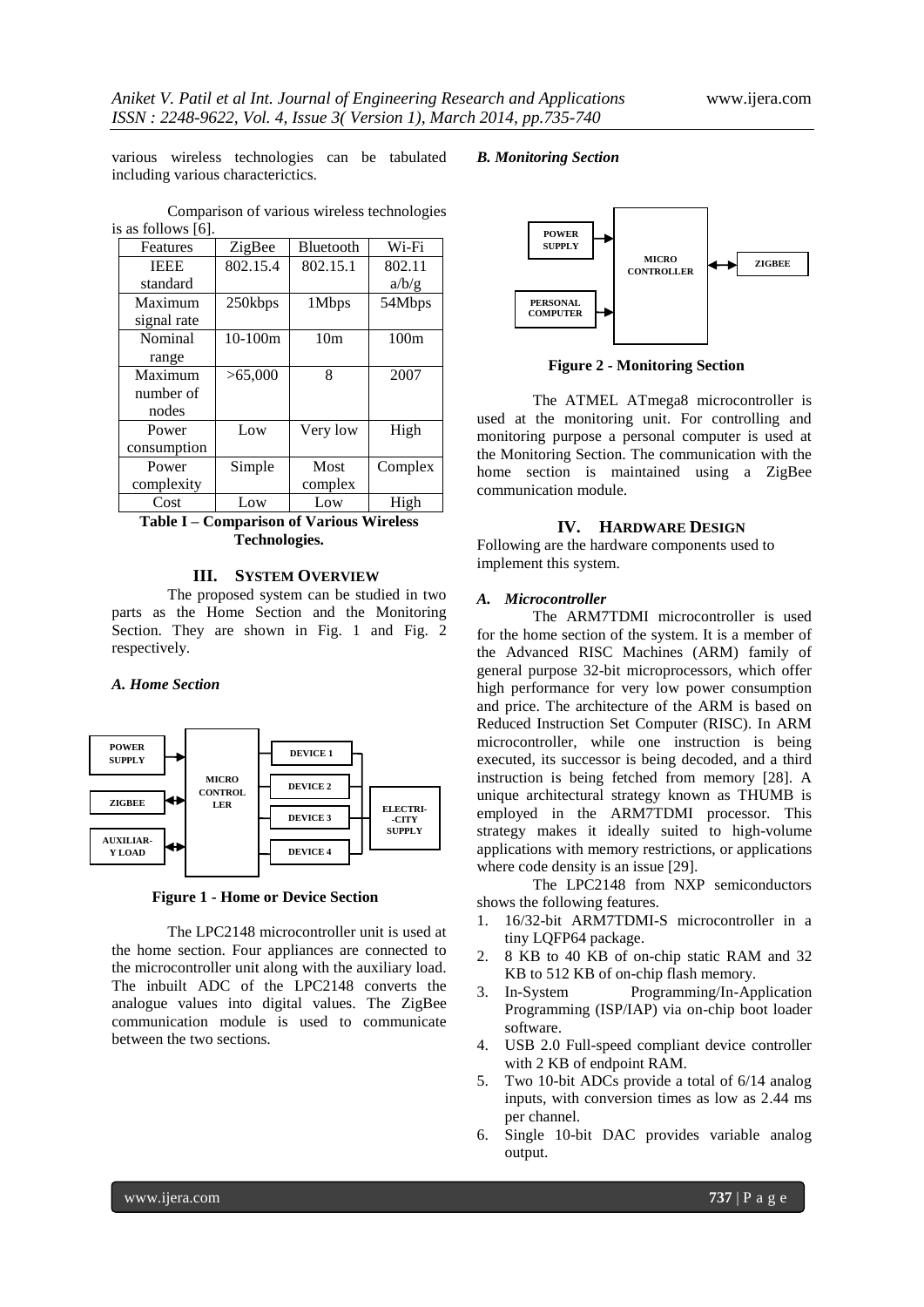various wireless technologies can be tabulated including various characterictics.

Comparison of various wireless technologies is as follows [6].

| Features | ZigBee | Bluetooth | Wi-Fi |
|---|---|---|---|
| IEEE standard | 802.15.4 | 802.15.1 | 802.11 a/b/g |
| Maximum signal rate | 250kbps | 1Mbps | 54Mbps |
| Nominal range | 10-100m | 10m | 100m |
| Maximum number of nodes | >65,000 | 8 | 2007 |
| Power consumption | Low | Very low | High |
| Power complexity | Simple | Most complex | Complex |
| Cost | Low | Low | High |

**Table I – Comparison of Various Wireless Technologies.**

## III. System Overview

The proposed system can be studied in two parts as the Home Section and the Monitoring Section. They are shown in Fig. 1 and Fig. 2 respectively.

### *A. Home Section*

**Figure 1 - Home or Device Section**

The LPC2148 microcontroller unit is used at the home section. Four appliances are connected to the microcontroller unit along with the auxiliary load. The inbuilt ADC of the LPC2148 converts the analogue values into digital values. The ZigBee communication module is used to communicate between the two sections.

### *B. Monitoring Section*

**Figure 2 - Monitoring Section**

The ATMEL ATmega8 microcontroller is used at the monitoring unit. For controlling and monitoring purpose a personal computer is used at the Monitoring Section. The communication with the home section is maintained using a ZigBee communication module.

## IV. Hardware Design

Following are the hardware components used to implement this system.

### *A. Microcontroller*

The ARM7TDMI microcontroller is used for the home section of the system. It is a member of the Advanced RISC Machines (ARM) family of general purpose 32-bit microprocessors, which offer high performance for very low power consumption and price. The architecture of the ARM is based on Reduced Instruction Set Computer (RISC). In ARM microcontroller, while one instruction is being executed, its successor is being decoded, and a third instruction is being fetched from memory [28]. A unique architectural strategy known as THUMB is employed in the ARM7TDMI processor. This strategy makes it ideally suited to high-volume applications with memory restrictions, or applications where code density is an issue [29].

The LPC2148 from NXP semiconductors shows the following features.

1. 16/32-bit ARM7TDMI-S microcontroller in a tiny LQFP64 package.
2. 8 KB to 40 KB of on-chip static RAM and 32 KB to 512 KB of on-chip flash memory.
3. In-System Programming/In-Application Programming (ISP/IAP) via on-chip boot loader software.
4. USB 2.0 Full-speed compliant device controller with 2 KB of endpoint RAM.
5. Two 10-bit ADCs provide a total of 6/14 analog inputs, with conversion times as low as 2.44 ms per channel.
6. Single 10-bit DAC provides variable analog output.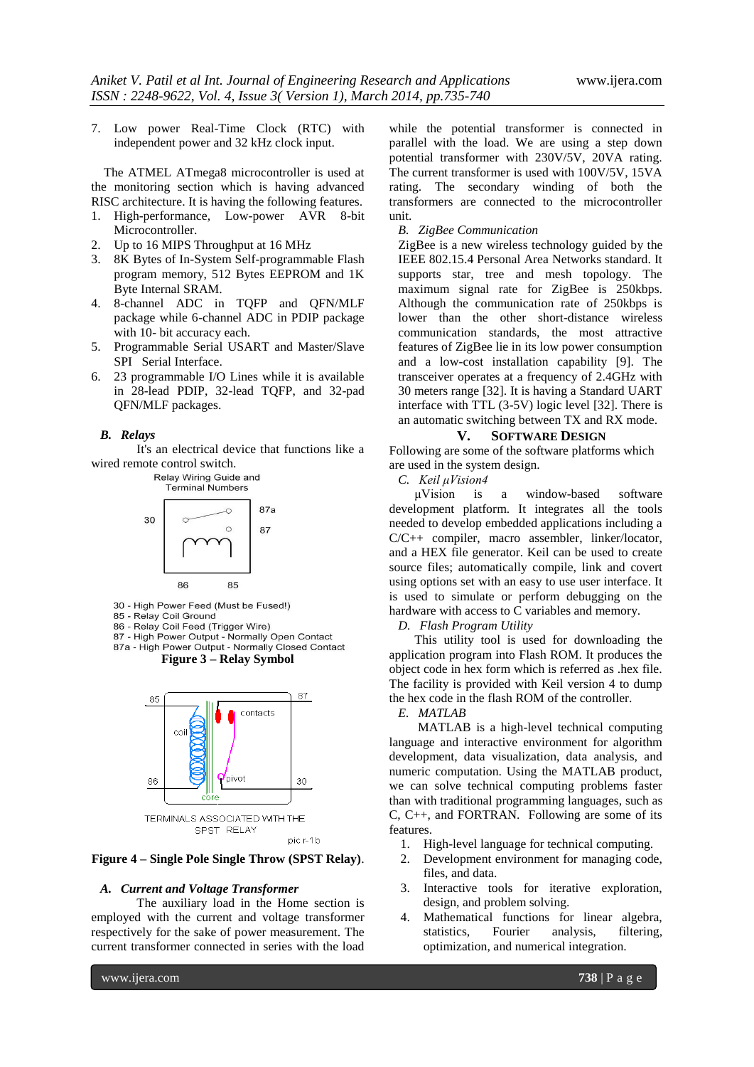7. Low power Real-Time Clock (RTC) with independent power and 32 kHz clock input.

The ATMEL ATmega8 microcontroller is used at the monitoring section which is having advanced RISC architecture. It is having the following features.

1. High-performance, Low-power AVR 8-bit Microcontroller.
2. Up to 16 MIPS Throughput at 16 MHz
3. 8K Bytes of In-System Self-programmable Flash program memory, 512 Bytes EEPROM and 1K Byte Internal SRAM.
4. 8-channel ADC in TQFP and QFN/MLF package while 6-channel ADC in PDIP package with 10- bit accuracy each.
5. Programmable Serial USART and Master/Slave SPI Serial Interface.
6. 23 programmable I/O Lines while it is available in 28-lead PDIP, 32-lead TQFP, and 32-pad QFN/MLF packages.

### *B. Relays*

It's an electrical device that functions like a wired remote control switch.

Relay Wiring Guide and Terminal Numbers

30 - High Power Feed (Must be Fused!)
85 - Relay Coil Ground
86 - Relay Coil Feed (Trigger Wire)
87 - High Power Output - Normally Open Contact
87a - High Power Output - Normally Closed Contact

**Figure 3 – Relay Symbol**

TERMINALS ASSOCIATED WITH THE SPST RELAY

**Figure 4 – Single Pole Single Throw (SPST Relay)**.

### *A. Current and Voltage Transformer*

The auxiliary load in the Home section is employed with the current and voltage transformer respectively for the sake of power measurement. The current transformer connected in series with the load while the potential transformer is connected in parallel with the load. We are using a step down potential transformer with 230V/5V, 20VA rating. The current transformer is used with 100V/5V, 15VA rating. The secondary winding of both the transformers are connected to the microcontroller unit.

### *B. ZigBee Communication*

ZigBee is a new wireless technology guided by the IEEE 802.15.4 Personal Area Networks standard. It supports star, tree and mesh topology. The maximum signal rate for ZigBee is 250kbps. Although the communication rate of 250kbps is lower than the other short-distance wireless communication standards, the most attractive features of ZigBee lie in its low power consumption and a low-cost installation capability [9]. The transceiver operates at a frequency of 2.4GHz with 30 meters range [32]. It is having a Standard UART interface with TTL (3-5V) logic level [32]. There is an automatic switching between TX and RX mode.

## V. SOFTWARE DESIGN

Following are some of the software platforms which are used in the system design.

### *C. Keil µVision4*

µVision is a window-based software development platform. It integrates all the tools needed to develop embedded applications including a C/C++ compiler, macro assembler, linker/locator, and a HEX file generator. Keil can be used to create source files; automatically compile, link and covert using options set with an easy to use user interface. It is used to simulate or perform debugging on the hardware with access to C variables and memory.

### *D. Flash Program Utility*

This utility tool is used for downloading the application program into Flash ROM. It produces the object code in hex form which is referred as .hex file. The facility is provided with Keil version 4 to dump the hex code in the flash ROM of the controller.

### *E. MATLAB*

MATLAB is a high-level technical computing language and interactive environment for algorithm development, data visualization, data analysis, and numeric computation. Using the MATLAB product, we can solve technical computing problems faster than with traditional programming languages, such as C, C++, and FORTRAN. Following are some of its features.

1. High-level language for technical computing.
2. Development environment for managing code, files, and data.
3. Interactive tools for iterative exploration, design, and problem solving.
4. Mathematical functions for linear algebra, statistics, Fourier analysis, filtering, optimization, and numerical integration.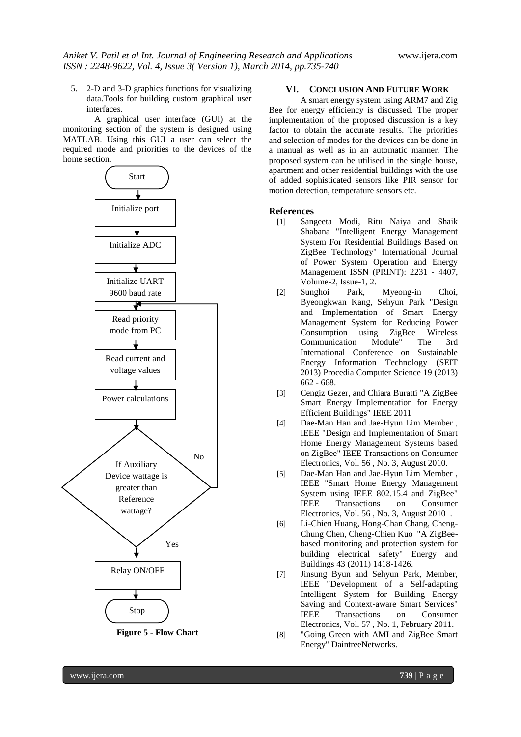5. 2-D and 3-D graphics functions for visualizing data.Tools for building custom graphical user interfaces.

A graphical user interface (GUI) at the monitoring section of the system is designed using MATLAB. Using this GUI a user can select the required mode and priorities to the devices of the home section.

**Figure 5 - Flow Chart**

## VI. Conclusion And Future Work

A smart energy system using ARM7 and Zig Bee for energy efficiency is discussed. The proper implementation of the proposed discussion is a key factor to obtain the accurate results. The priorities and selection of modes for the devices can be done in a manual as well as in an automatic manner. The proposed system can be utilised in the single house, apartment and other residential buildings with the use of added sophisticated sensors like PIR sensor for motion detection, temperature sensors etc.

## References

[1] Sangeeta Modi, Ritu Naiya and Shaik Shabana "Intelligent Energy Management System For Residential Buildings Based on ZigBee Technology" International Journal of Power System Operation and Energy Management ISSN (PRINT): 2231 - 4407, Volume-2, Issue-1, 2.

[2] Sunghoi Park, Myeong-in Choi, Byeongkwan Kang, Sehyun Park "Design and Implementation of Smart Energy Management System for Reducing Power Consumption using ZigBee Wireless Communication Module" The 3rd International Conference on Sustainable Energy Information Technology (SEIT 2013) Procedia Computer Science 19 (2013) 662 - 668.

[3] Cengiz Gezer, and Chiara Buratti "A ZigBee Smart Energy Implementation for Energy Efficient Buildings" IEEE 2011

[4] Dae-Man Han and Jae-Hyun Lim Member , IEEE "Design and Implementation of Smart Home Energy Management Systems based on ZigBee" IEEE Transactions on Consumer Electronics, Vol. 56 , No. 3, August 2010.

[5] Dae-Man Han and Jae-Hyun Lim Member , IEEE "Smart Home Energy Management System using IEEE 802.15.4 and ZigBee" IEEE Transactions on Consumer Electronics, Vol. 56 , No. 3, August 2010 .

[6] Li-Chien Huang, Hong-Chan Chang, Cheng-Chung Chen, Cheng-Chien Kuo "A ZigBee-based monitoring and protection system for building electrical safety" Energy and Buildings 43 (2011) 1418-1426.

[7] Jinsung Byun and Sehyun Park, Member, IEEE "Development of a Self-adapting Intelligent System for Building Energy Saving and Context-aware Smart Services" IEEE Transactions on Consumer Electronics, Vol. 57 , No. 1, February 2011.

[8] "Going Green with AMI and ZigBee Smart Energy" DaintreeNetworks.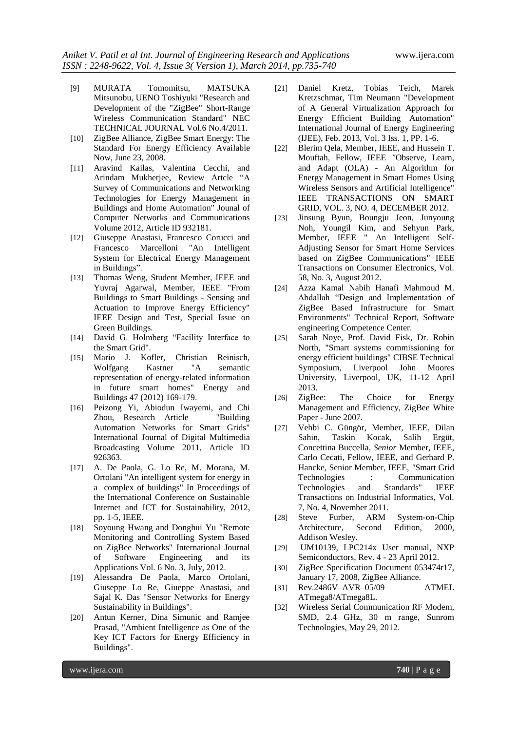- [9] MURATA Tomomitsu, MATSUKA Mitsunobu, UENO Toshiyuki "Research and Development of the "ZigBee" Short-Range Wireless Communication Standard" NEC TECHNICAL JOURNAL Vol.6 No.4/2011.
- [10] ZigBee Alliance, ZigBee Smart Energy: The Standard For Energy Efficiency Available Now, June 23, 2008.
- [11] Aravind Kailas, Valentina Cecchi, and Arindam Mukherjee, Review Artcle "A Survey of Communications and Networking Technologies for Energy Management in Buildings and Home Automation" Jounal of Computer Networks and Communications Volume 2012, Article ID 932181.
- [12] Giuseppe Anastasi, Francesco Corucci and Francesco Marcelloni "An Intelligent System for Electrical Energy Management in Buildings".
- [13] Thomas Weng, Student Member, IEEE and Yuvraj Agarwal, Member, IEEE "From Buildings to Smart Buildings - Sensing and Actuation to Improve Energy Efficiency" IEEE Design and Test, Special Issue on Green Buildings.
- [14] David G. Holmberg "Facility Interface to the Smart Grid".
- [15] Mario J. Kofler, Christian Reinisch, Wolfgang Kastner "A semantic representation of energy-related information in future smart homes" Energy and Buildings 47 (2012) 169-179.
- [16] Peizong Yi, Abiodun Iwayemi, and Chi Zhou, Research Article "Building Automation Networks for Smart Grids" International Journal of Digital Multimedia Broadcasting Volume 2011, Article ID 926363.
- [17] A. De Paola, G. Lo Re, M. Morana, M. Ortolani "An intelligent system for energy in a complex of buildings" In Proceedings of the International Conference on Sustainable Internet and ICT for Sustainability, 2012, pp. 1-5, IEEE.
- [18] Soyoung Hwang and Donghui Yu "Remote Monitoring and Controlling System Based on ZigBee Networks" International Journal of Software Engineering and its Applications Vol. 6 No. 3, July, 2012.
- [19] Alessandra De Paola, Marco Ortolani, Giuseppe Lo Re, Giueppe Anastasi, and Sajal K. Das "Sensor Networks for Energy Sustainability in Buildings".
- [20] Antun Kerner, Dina Simunic and Ramjee Prasad, "Ambient Intelligence as One of the Key ICT Factors for Energy Efficiency in Buildings".
- [21] Daniel Kretz, Tobias Teich, Marek Kretzschmar, Tim Neumann "Development of A General Virtualization Approach for Energy Efficient Building Automation" International Journal of Energy Engineering (IJEE), Feb. 2013, Vol. 3 Iss. 1, PP. 1-6.
- [22] Blerim Qela, Member, IEEE, and Hussein T. Mouftah, Fellow, IEEE "Observe, Learn, and Adapt (OLA) - An Algorithm for Energy Management in Smart Homes Using Wireless Sensors and Artificial Intelligence" IEEE TRANSACTIONS ON SMART GRID, VOL. 3, NO. 4, DECEMBER 2012.
- [23] Jinsung Byun, Boungju Jeon, Junyoung Noh, Youngil Kim, and Sehyun Park, Member, IEEE " An Intelligent Self-Adjusting Sensor for Smart Home Services based on ZigBee Communications" IEEE Transactions on Consumer Electronics, Vol. 58, No. 3, August 2012.
- [24] Azza Kamal Nabih Hanafi Mahmoud M. Abdallah "Design and Implementation of ZigBee Based Infrastructure for Smart Environments" Technical Report, Software engineering Competence Center.
- [25] Sarah Noye, Prof. David Fisk, Dr. Robin North, "Smart systems commissioning for energy efficient buildings" CIBSE Technical Symposium, Liverpool John Moores University, Liverpool, UK, 11-12 April 2013.
- [26] ZigBee: The Choice for Energy Management and Efficiency, ZigBee White Paper - June 2007.
- [27] Vehbi C. Güngör, Member, IEEE, Dilan Sahin, Taskin Kocak, Salih Ergüt, Concettina Buccella, *Senior* Member, IEEE, Carlo Cecati, Fellow, IEEE, and Gerhard P. Hancke, Senior Member, IEEE, "Smart Grid Technologies : Communication Technologies and Standards" IEEE Transactions on Industrial Informatics, Vol. 7, No. 4, November 2011.
- [28] Steve Furber, ARM System-on-Chip Architecture, Second Edition, 2000, Addison Wesley.
- [29] UM10139, LPC214x User manual, NXP Semiconductors, Rev. 4 - 23 April 2012.
- [30] ZigBee Specification Document 053474r17, January 17, 2008, ZigBee Alliance.
- [31] Rev.2486V–AVR–05/09 ATMEL ATmega8/ATmega8L.
- [32] Wireless Serial Communication RF Modem, SMD, 2.4 GHz, 30 m range, Sunrom Technologies, May 29, 2012.